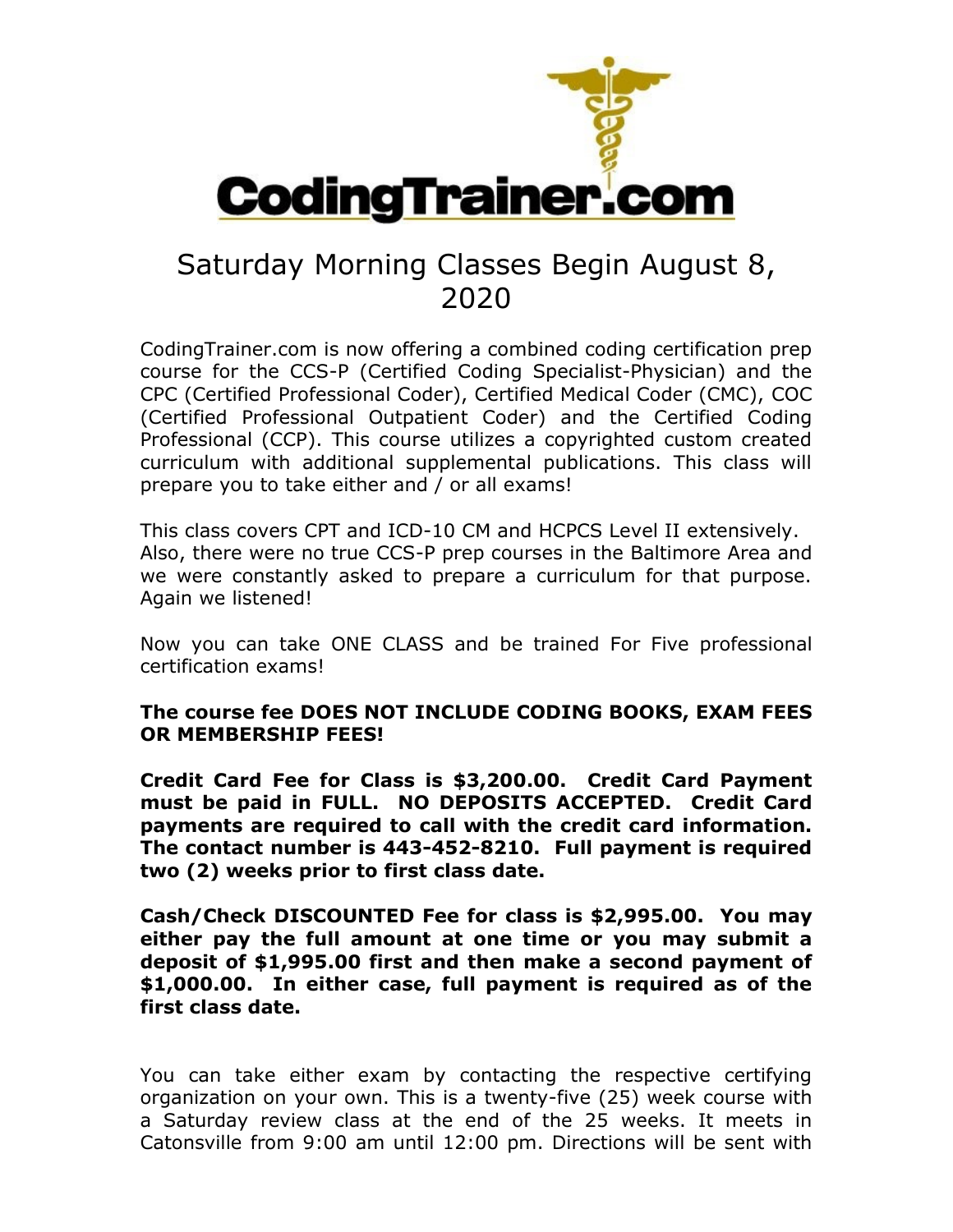# CodingTrainer.com

## Saturday Morning Classes Begin August 8, 2020

CodingTrainer.com is now offering a combined coding certification prep course for the CCS-P (Certified Coding Specialist-Physician) and the CPC (Certified Professional Coder), Certified Medical Coder (CMC), COC (Certified Professional Outpatient Coder) and the Certified Coding Professional (CCP). This course utilizes a copyrighted custom created curriculum with additional supplemental publications. This class will prepare you to take either and / or all exams!

This class covers CPT and ICD-10 CM and HCPCS Level II extensively. Also, there were no true CCS-P prep courses in the Baltimore Area and we were constantly asked to prepare a curriculum for that purpose. Again we listened!

Now you can take ONE CLASS and be trained For Five professional certification exams!

**The course fee DOES NOT INCLUDE CODING BOOKS, EXAM FEES OR MEMBERSHIP FEES!**

**Credit Card Fee for Class is $3,200.00. Credit Card Payment must be paid in FULL. NO DEPOSITS ACCEPTED. Credit Card payments are required to call with the credit card information. The contact number is 443-452-8210. Full payment is required two (2) weeks prior to first class date.**

**Cash/Check DISCOUNTED Fee for class is $2,995.00. You may either pay the full amount at one time or you may submit a deposit of $1,995.00 first and then make a second payment of $1,000.00. In either case, full payment is required as of the first class date.**

You can take either exam by contacting the respective certifying organization on your own. This is a twenty-five (25) week course with a Saturday review class at the end of the 25 weeks. It meets in Catonsville from 9:00 am until 12:00 pm. Directions will be sent with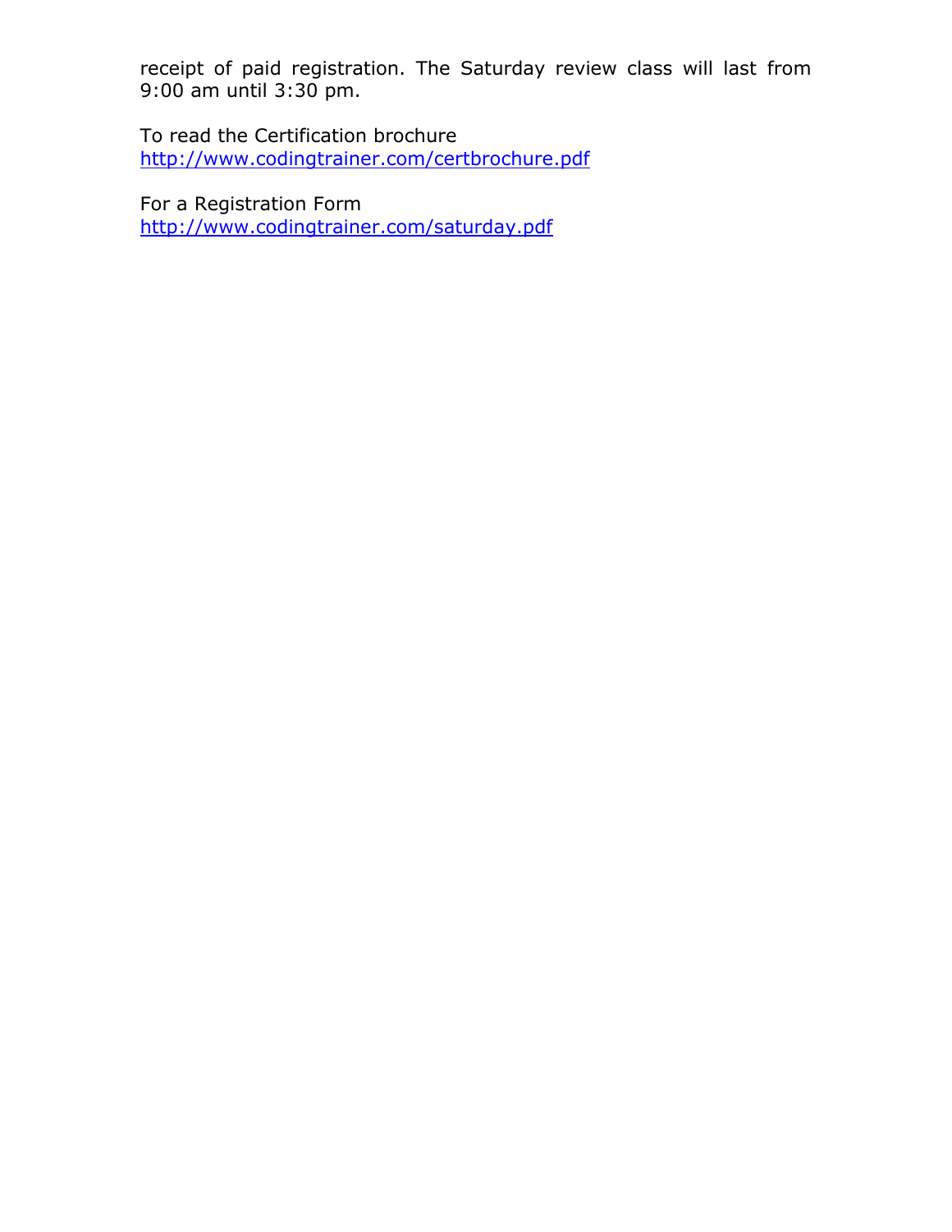receipt of paid registration. The Saturday review class will last from 9:00 am until 3:30 pm.

To read the Certification brochure
http://www.codingtrainer.com/certbrochure.pdf

For a Registration Form
http://www.codingtrainer.com/saturday.pdf